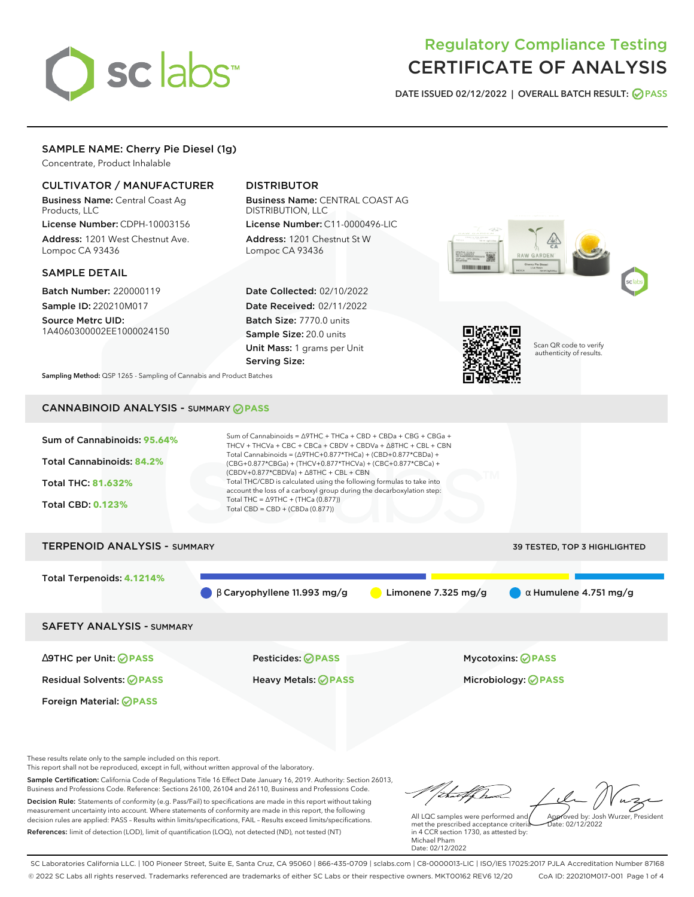# Regulatory Compliance Testing
# CERTIFICATE OF ANALYSIS

DATE ISSUED 02/12/2022 | OVERALL BATCH RESULT: PASS

## SAMPLE NAME: Cherry Pie Diesel (1g)

Concentrate, Product Inhalable

### CULTIVATOR / MANUFACTURER

**Business Name:** Central Coast Ag Products, LLC

**License Number:** CDPH-10003156

**Address:** 1201 West Chestnut Ave. Lompoc CA 93436

### DISTRIBUTOR

**Business Name:** CENTRAL COAST AG DISTRIBUTION, LLC

**License Number:** C11-0000496-LIC

**Address:** 1201 Chestnut St W Lompoc CA 93436

### SAMPLE DETAIL

**Batch Number:** 220000119

**Sample ID:** 220210M017

**Source Metrc UID:** 1A4060300002EE1000024150

**Date Collected:** 02/10/2022

**Date Received:** 02/11/2022

**Batch Size:** 7770.0 units

**Sample Size:** 20.0 units

**Unit Mass:** 1 grams per Unit

**Serving Size:**

Scan QR code to verify authenticity of results.

**Sampling Method:** QSP 1265 - Sampling of Cannabis and Product Batches

## CANNABINOID ANALYSIS - SUMMARY PASS

**Sum of Cannabinoids:** 95.64%

**Total Cannabinoids:** 84.2%

**Total THC:** 81.632%

**Total CBD:** 0.123%

Sum of Cannabinoids = Δ9THC + THCa + CBD + CBDa + CBG + CBGa + THCV + THCVa + CBC + CBCa + CBDV + CBDVa + Δ8THC + CBL + CBN

Total Cannabinoids = (Δ9THC+0.877*THCa) + (CBD+0.877*CBDa) + (CBG+0.877*CBGa) + (THCV+0.877*THCVa) + (CBC+0.877*CBCa) + (CBDV+0.877*CBDVa) + Δ8THC + CBL + CBN

Total THC/CBD is calculated using the following formulas to take into account the loss of a carboxyl group during the decarboxylation step:

Total THC = Δ9THC + (THCa (0.877))

Total CBD = CBD + (CBDa (0.877))

## TERPENOID ANALYSIS - SUMMARY

39 TESTED, TOP 3 HIGHLIGHTED

**Total Terpenoids:** 4.1214%

β Caryophyllene 11.993 mg/g | Limonene 7.325 mg/g | α Humulene 4.751 mg/g

## SAFETY ANALYSIS - SUMMARY

| | | |
|---|---|---|
| Δ9THC per Unit: PASS | Pesticides: PASS | Mycotoxins: PASS |
| Residual Solvents: PASS | Heavy Metals: PASS | Microbiology: PASS |
| Foreign Material: PASS | | |

These results relate only to the sample included on this report.
This report shall not be reproduced, except in full, without written approval of the laboratory.

**Sample Certification:** California Code of Regulations Title 16 Effect Date January 16, 2019. Authority: Section 26013, Business and Professions Code. Reference: Sections 26100, 26104 and 26110, Business and Professions Code.

**Decision Rule:** Statements of conformity (e.g. Pass/Fail) to specifications are made in this report without taking measurement uncertainty into account. Where statements of conformity are made in this report, the following decision rules are applied: PASS – Results within limits/specifications, FAIL – Results exceed limits/specifications.

**References:** limit of detection (LOD), limit of quantification (LOQ), not detected (ND), not tested (NT)

All LQC samples were performed and met the prescribed acceptance criteria in 4 CCR section 1730, as attested by: Michael Pham
Date: 02/12/2022

Approved by: Josh Wurzer, President
Date: 02/12/2022

SC Laboratories California LLC. | 100 Pioneer Street, Suite E, Santa Cruz, CA 95060 | 866-435-0709 | sclabs.com | C8-0000013-LIC | ISO/IES 17025:2017 PJLA Accreditation Number 87168
© 2022 SC Labs all rights reserved. Trademarks referenced are trademarks of either SC Labs or their respective owners. MKT00162 REV6 12/20 CoA ID: 220210M017-001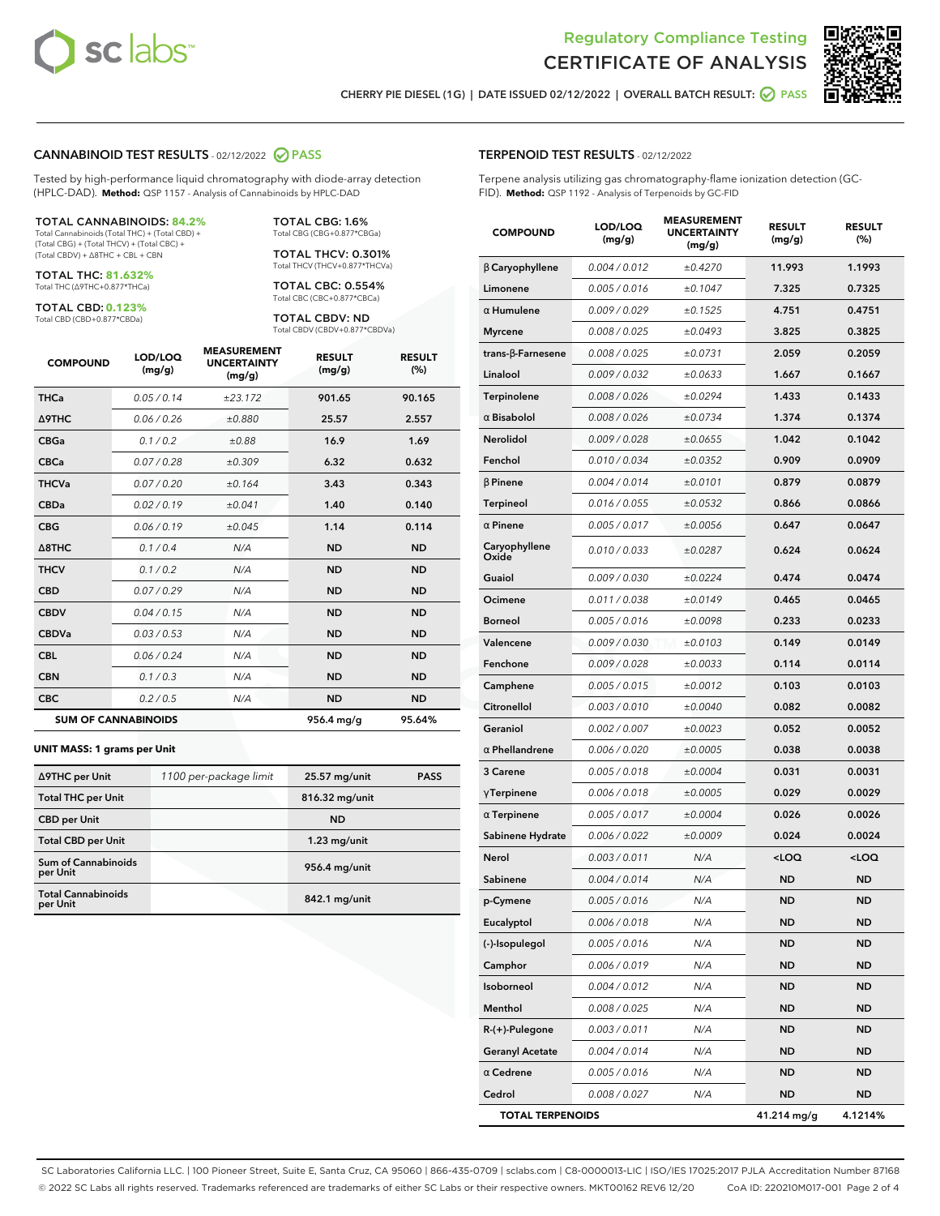Regulatory Compliance Testing

# CERTIFICATE OF ANALYSIS

CHERRY PIE DIESEL (1G) | DATE ISSUED 02/12/2022 | OVERALL BATCH RESULT: PASS

## CANNABINOID TEST RESULTS - 02/12/2022 PASS

Tested by high-performance liquid chromatography with diode-array detection (HPLC-DAD). **Method:** QSP 1157 - Analysis of Cannabinoids by HPLC-DAD

**TOTAL CANNABINOIDS: 84.2%**
Total Cannabinoids (Total THC) + (Total CBD) + (Total CBG) + (Total THCV) + (Total CBC) + (Total CBDV) + Δ8THC + CBL + CBN

**TOTAL THC: 81.632%**
Total THC (Δ9THC+0.877*THCa)

**TOTAL CBD: 0.123%**
Total CBD (CBD+0.877*CBDa)

**TOTAL CBG: 1.6%**
Total CBG (CBG+0.877*CBGa)

**TOTAL THCV: 0.301%**
Total THCV (THCV+0.877*THCVa)

**TOTAL CBC: 0.554%**
Total CBC (CBC+0.877*CBCa)

**TOTAL CBDV: ND**
Total CBDV (CBDV+0.877*CBDVa)

| COMPOUND | LOD/LOQ (mg/g) | MEASUREMENT UNCERTAINTY (mg/g) | RESULT (mg/g) | RESULT (%) |
|---|---|---|---|---|
| THCa | 0.05 / 0.14 | ±23.172 | 901.65 | 90.165 |
| Δ9THC | 0.06 / 0.26 | ±0.880 | 25.57 | 2.557 |
| CBGa | 0.1 / 0.2 | ±0.88 | 16.9 | 1.69 |
| CBCa | 0.07 / 0.28 | ±0.309 | 6.32 | 0.632 |
| THCVa | 0.07 / 0.20 | ±0.164 | 3.43 | 0.343 |
| CBDa | 0.02 / 0.19 | ±0.041 | 1.40 | 0.140 |
| CBG | 0.06 / 0.19 | ±0.045 | 1.14 | 0.114 |
| Δ8THC | 0.1 / 0.4 | N/A | ND | ND |
| THCV | 0.1 / 0.2 | N/A | ND | ND |
| CBD | 0.07 / 0.29 | N/A | ND | ND |
| CBDV | 0.04 / 0.15 | N/A | ND | ND |
| CBDVa | 0.03 / 0.53 | N/A | ND | ND |
| CBL | 0.06 / 0.24 | N/A | ND | ND |
| CBN | 0.1 / 0.3 | N/A | ND | ND |
| CBC | 0.2 / 0.5 | N/A | ND | ND |
| **SUM OF CANNABINOIDS** | | | **956.4 mg/g** | **95.64%** |

**UNIT MASS: 1 grams per Unit**

| | | | |
|---|---|---|---|
| Δ9THC per Unit | 1100 per-package limit | 25.57 mg/unit | PASS |
| Total THC per Unit | | 816.32 mg/unit | |
| CBD per Unit | | ND | |
| Total CBD per Unit | | 1.23 mg/unit | |
| Sum of Cannabinoids per Unit | | 956.4 mg/unit | |
| Total Cannabinoids per Unit | | 842.1 mg/unit | |

## TERPENOID TEST RESULTS - 02/12/2022

Terpene analysis utilizing gas chromatography-flame ionization detection (GC-FID). **Method:** QSP 1192 - Analysis of Terpenoids by GC-FID

| COMPOUND | LOD/LOQ (mg/g) | MEASUREMENT UNCERTAINTY (mg/g) | RESULT (mg/g) | RESULT (%) |
|---|---|---|---|---|
| β Caryophyllene | 0.004 / 0.012 | ±0.4270 | 11.993 | 1.1993 |
| Limonene | 0.005 / 0.016 | ±0.1047 | 7.325 | 0.7325 |
| α Humulene | 0.009 / 0.029 | ±0.1525 | 4.751 | 0.4751 |
| Myrcene | 0.008 / 0.025 | ±0.0493 | 3.825 | 0.3825 |
| trans-β-Farnesene | 0.008 / 0.025 | ±0.0731 | 2.059 | 0.2059 |
| Linalool | 0.009 / 0.032 | ±0.0633 | 1.667 | 0.1667 |
| Terpinolene | 0.008 / 0.026 | ±0.0294 | 1.433 | 0.1433 |
| α Bisabolol | 0.008 / 0.026 | ±0.0734 | 1.374 | 0.1374 |
| Nerolidol | 0.009 / 0.028 | ±0.0655 | 1.042 | 0.1042 |
| Fenchol | 0.010 / 0.034 | ±0.0352 | 0.909 | 0.0909 |
| β Pinene | 0.004 / 0.014 | ±0.0101 | 0.879 | 0.0879 |
| Terpineol | 0.016 / 0.055 | ±0.0532 | 0.866 | 0.0866 |
| α Pinene | 0.005 / 0.017 | ±0.0056 | 0.647 | 0.0647 |
| Caryophyllene Oxide | 0.010 / 0.033 | ±0.0287 | 0.624 | 0.0624 |
| Guaiol | 0.009 / 0.030 | ±0.0224 | 0.474 | 0.0474 |
| Ocimene | 0.011 / 0.038 | ±0.0149 | 0.465 | 0.0465 |
| Borneol | 0.005 / 0.016 | ±0.0098 | 0.233 | 0.0233 |
| Valencene | 0.009 / 0.030 | ±0.0103 | 0.149 | 0.0149 |
| Fenchone | 0.009 / 0.028 | ±0.0033 | 0.114 | 0.0114 |
| Camphene | 0.005 / 0.015 | ±0.0012 | 0.103 | 0.0103 |
| Citronellol | 0.003 / 0.010 | ±0.0040 | 0.082 | 0.0082 |
| Geraniol | 0.002 / 0.007 | ±0.0023 | 0.052 | 0.0052 |
| α Phellandrene | 0.006 / 0.020 | ±0.0005 | 0.038 | 0.0038 |
| 3 Carene | 0.005 / 0.018 | ±0.0004 | 0.031 | 0.0031 |
| γTerpinene | 0.006 / 0.018 | ±0.0005 | 0.029 | 0.0029 |
| α Terpinene | 0.005 / 0.017 | ±0.0004 | 0.026 | 0.0026 |
| Sabinene Hydrate | 0.006 / 0.022 | ±0.0009 | 0.024 | 0.0024 |
| Nerol | 0.003 / 0.011 | N/A | <LOQ | <LOQ |
| Sabinene | 0.004 / 0.014 | N/A | ND | ND |
| p-Cymene | 0.005 / 0.016 | N/A | ND | ND |
| Eucalyptol | 0.006 / 0.018 | N/A | ND | ND |
| (-)-Isopulegol | 0.005 / 0.016 | N/A | ND | ND |
| Camphor | 0.006 / 0.019 | N/A | ND | ND |
| Isoborneol | 0.004 / 0.012 | N/A | ND | ND |
| Menthol | 0.008 / 0.025 | N/A | ND | ND |
| R-(+)-Pulegone | 0.003 / 0.011 | N/A | ND | ND |
| Geranyl Acetate | 0.004 / 0.014 | N/A | ND | ND |
| α Cedrene | 0.005 / 0.016 | N/A | ND | ND |
| Cedrol | 0.008 / 0.027 | N/A | ND | ND |
| **TOTAL TERPENOIDS** | | | **41.214 mg/g** | **4.1214%** |

SC Laboratories California LLC. | 100 Pioneer Street, Suite E, Santa Cruz, CA 95060 | 866-435-0709 | sclabs.com | C8-0000013-LIC | ISO/IES 17025:2017 PJLA Accreditation Number 87168
© 2022 SC Labs all rights reserved. Trademarks referenced are trademarks of either SC Labs or their respective owners. MKT00162 REV6 12/20 CoA ID: 220210M017-001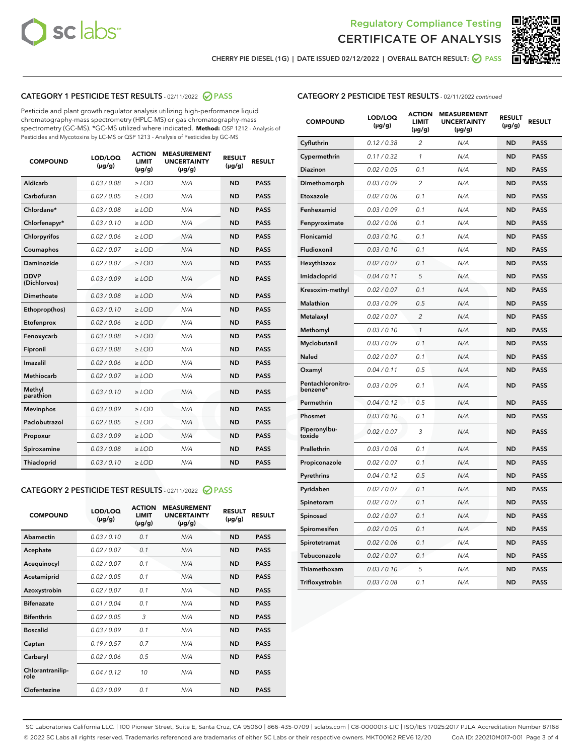Regulatory Compliance Testing
CERTIFICATE OF ANALYSIS

CHERRY PIE DIESEL (1G) | DATE ISSUED 02/12/2022 | OVERALL BATCH RESULT: PASS

## CATEGORY 1 PESTICIDE TEST RESULTS - 02/11/2022 PASS

Pesticide and plant growth regulator analysis utilizing high-performance liquid chromatography-mass spectrometry (HPLC-MS) or gas chromatography-mass spectrometry (GC-MS). *GC-MS utilized where indicated. **Method:** QSP 1212 - Analysis of Pesticides and Mycotoxins by LC-MS or QSP 1213 - Analysis of Pesticides by GC-MS

| COMPOUND | LOD/LOQ (µg/g) | ACTION LIMIT (µg/g) | MEASUREMENT UNCERTAINTY (µg/g) | RESULT (µg/g) | RESULT |
|---|---|---|---|---|---|
| Aldicarb | 0.03 / 0.08 | ≥ LOD | N/A | ND | PASS |
| Carbofuran | 0.02 / 0.05 | ≥ LOD | N/A | ND | PASS |
| Chlordane* | 0.03 / 0.08 | ≥ LOD | N/A | ND | PASS |
| Chlorfenapyr* | 0.03 / 0.10 | ≥ LOD | N/A | ND | PASS |
| Chlorpyrifos | 0.02 / 0.06 | ≥ LOD | N/A | ND | PASS |
| Coumaphos | 0.02 / 0.07 | ≥ LOD | N/A | ND | PASS |
| Daminozide | 0.02 / 0.07 | ≥ LOD | N/A | ND | PASS |
| DDVP (Dichlorvos) | 0.03 / 0.09 | ≥ LOD | N/A | ND | PASS |
| Dimethoate | 0.03 / 0.08 | ≥ LOD | N/A | ND | PASS |
| Ethoprop(hos) | 0.03 / 0.10 | ≥ LOD | N/A | ND | PASS |
| Etofenprox | 0.02 / 0.06 | ≥ LOD | N/A | ND | PASS |
| Fenoxycarb | 0.03 / 0.08 | ≥ LOD | N/A | ND | PASS |
| Fipronil | 0.03 / 0.08 | ≥ LOD | N/A | ND | PASS |
| Imazalil | 0.02 / 0.06 | ≥ LOD | N/A | ND | PASS |
| Methiocarb | 0.02 / 0.07 | ≥ LOD | N/A | ND | PASS |
| Methyl parathion | 0.03 / 0.10 | ≥ LOD | N/A | ND | PASS |
| Mevinphos | 0.03 / 0.09 | ≥ LOD | N/A | ND | PASS |
| Paclobutrazol | 0.02 / 0.05 | ≥ LOD | N/A | ND | PASS |
| Propoxur | 0.03 / 0.09 | ≥ LOD | N/A | ND | PASS |
| Spiroxamine | 0.03 / 0.08 | ≥ LOD | N/A | ND | PASS |
| Thiacloprid | 0.03 / 0.10 | ≥ LOD | N/A | ND | PASS |

## CATEGORY 2 PESTICIDE TEST RESULTS - 02/11/2022 PASS

| COMPOUND | LOD/LOQ (µg/g) | ACTION LIMIT (µg/g) | MEASUREMENT UNCERTAINTY (µg/g) | RESULT (µg/g) | RESULT |
|---|---|---|---|---|---|
| Abamectin | 0.03 / 0.10 | 0.1 | N/A | ND | PASS |
| Acephate | 0.02 / 0.07 | 0.1 | N/A | ND | PASS |
| Acequinocyl | 0.02 / 0.07 | 0.1 | N/A | ND | PASS |
| Acetamiprid | 0.02 / 0.05 | 0.1 | N/A | ND | PASS |
| Azoxystrobin | 0.02 / 0.07 | 0.1 | N/A | ND | PASS |
| Bifenazate | 0.01 / 0.04 | 0.1 | N/A | ND | PASS |
| Bifenthrin | 0.02 / 0.05 | 3 | N/A | ND | PASS |
| Boscalid | 0.03 / 0.09 | 0.1 | N/A | ND | PASS |
| Captan | 0.19 / 0.57 | 0.7 | N/A | ND | PASS |
| Carbaryl | 0.02 / 0.06 | 0.5 | N/A | ND | PASS |
| Chlorantraniliprole | 0.04 / 0.12 | 10 | N/A | ND | PASS |
| Clofentezine | 0.03 / 0.09 | 0.1 | N/A | ND | PASS |
| Cyfluthrin | 0.12 / 0.38 | 2 | N/A | ND | PASS |
| Cypermethrin | 0.11 / 0.32 | 1 | N/A | ND | PASS |
| Diazinon | 0.02 / 0.05 | 0.1 | N/A | ND | PASS |
| Dimethomorph | 0.03 / 0.09 | 2 | N/A | ND | PASS |
| Etoxazole | 0.02 / 0.06 | 0.1 | N/A | ND | PASS |
| Fenhexamid | 0.03 / 0.09 | 0.1 | N/A | ND | PASS |
| Fenpyroximate | 0.02 / 0.06 | 0.1 | N/A | ND | PASS |
| Flonicamid | 0.03 / 0.10 | 0.1 | N/A | ND | PASS |
| Fludioxonil | 0.03 / 0.10 | 0.1 | N/A | ND | PASS |
| Hexythiazox | 0.02 / 0.07 | 0.1 | N/A | ND | PASS |
| Imidacloprid | 0.04 / 0.11 | 5 | N/A | ND | PASS |
| Kresoxim-methyl | 0.02 / 0.07 | 0.1 | N/A | ND | PASS |
| Malathion | 0.03 / 0.09 | 0.5 | N/A | ND | PASS |
| Metalaxyl | 0.02 / 0.07 | 2 | N/A | ND | PASS |
| Methomyl | 0.03 / 0.10 | 1 | N/A | ND | PASS |
| Myclobutanil | 0.03 / 0.09 | 0.1 | N/A | ND | PASS |
| Naled | 0.02 / 0.07 | 0.1 | N/A | ND | PASS |
| Oxamyl | 0.04 / 0.11 | 0.5 | N/A | ND | PASS |
| Pentachloronitrobenzene* | 0.03 / 0.09 | 0.1 | N/A | ND | PASS |
| Permethrin | 0.04 / 0.12 | 0.5 | N/A | ND | PASS |
| Phosmet | 0.03 / 0.10 | 0.1 | N/A | ND | PASS |
| Piperonylbutoxide | 0.02 / 0.07 | 3 | N/A | ND | PASS |
| Prallethrin | 0.03 / 0.08 | 0.1 | N/A | ND | PASS |
| Propiconazole | 0.02 / 0.07 | 0.1 | N/A | ND | PASS |
| Pyrethrins | 0.04 / 0.12 | 0.5 | N/A | ND | PASS |
| Pyridaben | 0.02 / 0.07 | 0.1 | N/A | ND | PASS |
| Spinetoram | 0.02 / 0.07 | 0.1 | N/A | ND | PASS |
| Spinosad | 0.02 / 0.07 | 0.1 | N/A | ND | PASS |
| Spiromesifen | 0.02 / 0.05 | 0.1 | N/A | ND | PASS |
| Spirotetramat | 0.02 / 0.06 | 0.1 | N/A | ND | PASS |
| Tebuconazole | 0.02 / 0.07 | 0.1 | N/A | ND | PASS |
| Thiamethoxam | 0.03 / 0.10 | 5 | N/A | ND | PASS |
| Trifloxystrobin | 0.03 / 0.08 | 0.1 | N/A | ND | PASS |

SC Laboratories California LLC. | 100 Pioneer Street, Suite E, Santa Cruz, CA 95060 | 866-435-0709 | sclabs.com | C8-0000013-LIC | ISO/IES 17025:2017 PJLA Accreditation Number 87168
© 2022 SC Labs all rights reserved. Trademarks referenced are trademarks of either SC Labs or their respective owners. MKT00162 REV6 12/20 CoA ID: 220210M017-001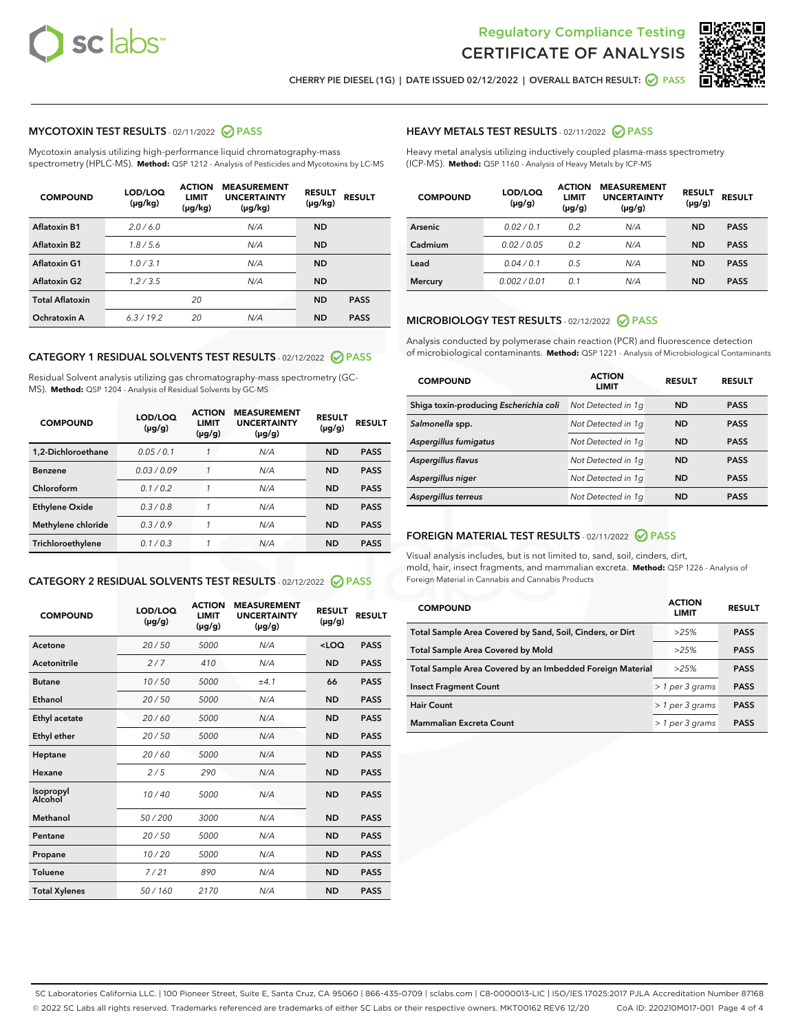Regulatory Compliance Testing
CERTIFICATE OF ANALYSIS

CHERRY PIE DIESEL (1G) | DATE ISSUED 02/12/2022 | OVERALL BATCH RESULT: PASS

## MYCOTOXIN TEST RESULTS - 02/11/2022 PASS

Mycotoxin analysis utilizing high-performance liquid chromatography-mass spectrometry (HPLC-MS). **Method:** QSP 1212 - Analysis of Pesticides and Mycotoxins by LC-MS

| COMPOUND | LOD/LOQ (µg/kg) | ACTION LIMIT (µg/kg) | MEASUREMENT UNCERTAINTY (µg/kg) | RESULT (µg/kg) | RESULT |
|---|---|---|---|---|---|
| Aflatoxin B1 | 2.0 / 6.0 | | N/A | ND | |
| Aflatoxin B2 | 1.8 / 5.6 | | N/A | ND | |
| Aflatoxin G1 | 1.0 / 3.1 | | N/A | ND | |
| Aflatoxin G2 | 1.2 / 3.5 | | N/A | ND | |
| Total Aflatoxin | | 20 | | ND | PASS |
| Ochratoxin A | 6.3 / 19.2 | 20 | N/A | ND | PASS |

## CATEGORY 1 RESIDUAL SOLVENTS TEST RESULTS - 02/12/2022 PASS

Residual Solvent analysis utilizing gas chromatography-mass spectrometry (GC-MS). **Method:** QSP 1204 - Analysis of Residual Solvents by GC-MS

| COMPOUND | LOD/LOQ (µg/g) | ACTION LIMIT (µg/g) | MEASUREMENT UNCERTAINTY (µg/g) | RESULT (µg/g) | RESULT |
|---|---|---|---|---|---|
| 1,2-Dichloroethane | 0.05 / 0.1 | 1 | N/A | ND | PASS |
| Benzene | 0.03 / 0.09 | 1 | N/A | ND | PASS |
| Chloroform | 0.1 / 0.2 | 1 | N/A | ND | PASS |
| Ethylene Oxide | 0.3 / 0.8 | 1 | N/A | ND | PASS |
| Methylene chloride | 0.3 / 0.9 | 1 | N/A | ND | PASS |
| Trichloroethylene | 0.1 / 0.3 | 1 | N/A | ND | PASS |

## CATEGORY 2 RESIDUAL SOLVENTS TEST RESULTS - 02/12/2022 PASS

| COMPOUND | LOD/LOQ (µg/g) | ACTION LIMIT (µg/g) | MEASUREMENT UNCERTAINTY (µg/g) | RESULT (µg/g) | RESULT |
|---|---|---|---|---|---|
| Acetone | 20 / 50 | 5000 | N/A | <LOQ | PASS |
| Acetonitrile | 2 / 7 | 410 | N/A | ND | PASS |
| Butane | 10 / 50 | 5000 | ±4.1 | 66 | PASS |
| Ethanol | 20 / 50 | 5000 | N/A | ND | PASS |
| Ethyl acetate | 20 / 60 | 5000 | N/A | ND | PASS |
| Ethyl ether | 20 / 50 | 5000 | N/A | ND | PASS |
| Heptane | 20 / 60 | 5000 | N/A | ND | PASS |
| Hexane | 2 / 5 | 290 | N/A | ND | PASS |
| Isopropyl Alcohol | 10 / 40 | 5000 | N/A | ND | PASS |
| Methanol | 50 / 200 | 3000 | N/A | ND | PASS |
| Pentane | 20 / 50 | 5000 | N/A | ND | PASS |
| Propane | 10 / 20 | 5000 | N/A | ND | PASS |
| Toluene | 7 / 21 | 890 | N/A | ND | PASS |
| Total Xylenes | 50 / 160 | 2170 | N/A | ND | PASS |

## HEAVY METALS TEST RESULTS - 02/11/2022 PASS

Heavy metal analysis utilizing inductively coupled plasma-mass spectrometry (ICP-MS). **Method:** QSP 1160 - Analysis of Heavy Metals by ICP-MS

| COMPOUND | LOD/LOQ (µg/g) | ACTION LIMIT (µg/g) | MEASUREMENT UNCERTAINTY (µg/g) | RESULT (µg/g) | RESULT |
|---|---|---|---|---|---|
| Arsenic | 0.02 / 0.1 | 0.2 | N/A | ND | PASS |
| Cadmium | 0.02 / 0.05 | 0.2 | N/A | ND | PASS |
| Lead | 0.04 / 0.1 | 0.5 | N/A | ND | PASS |
| Mercury | 0.002 / 0.01 | 0.1 | N/A | ND | PASS |

## MICROBIOLOGY TEST RESULTS - 02/12/2022 PASS

Analysis conducted by polymerase chain reaction (PCR) and fluorescence detection of microbiological contaminants. **Method:** QSP 1221 - Analysis of Microbiological Contaminants

| COMPOUND | ACTION LIMIT | RESULT | RESULT |
|---|---|---|---|
| Shiga toxin-producing *Escherichia coli* | Not Detected in 1g | ND | PASS |
| *Salmonella* spp. | Not Detected in 1g | ND | PASS |
| *Aspergillus fumigatus* | Not Detected in 1g | ND | PASS |
| *Aspergillus flavus* | Not Detected in 1g | ND | PASS |
| *Aspergillus niger* | Not Detected in 1g | ND | PASS |
| *Aspergillus terreus* | Not Detected in 1g | ND | PASS |

## FOREIGN MATERIAL TEST RESULTS - 02/11/2022 PASS

Visual analysis includes, but is not limited to, sand, soil, cinders, dirt, mold, hair, insect fragments, and mammalian excreta. **Method:** QSP 1226 - Analysis of Foreign Material in Cannabis and Cannabis Products

| COMPOUND | ACTION LIMIT | RESULT |
|---|---|---|
| Total Sample Area Covered by Sand, Soil, Cinders, or Dirt | >25% | PASS |
| Total Sample Area Covered by Mold | >25% | PASS |
| Total Sample Area Covered by an Imbedded Foreign Material | >25% | PASS |
| Insect Fragment Count | > 1 per 3 grams | PASS |
| Hair Count | > 1 per 3 grams | PASS |
| Mammalian Excreta Count | > 1 per 3 grams | PASS |

SC Laboratories California LLC. | 100 Pioneer Street, Suite E, Santa Cruz, CA 95060 | 866-435-0709 | sclabs.com | C8-0000013-LIC | ISO/IES 17025:2017 PJLA Accreditation Number 87168
© 2022 SC Labs all rights reserved. Trademarks referenced are trademarks of either SC Labs or their respective owners. MKT00162 REV6 12/20 CoA ID: 220210M017-001